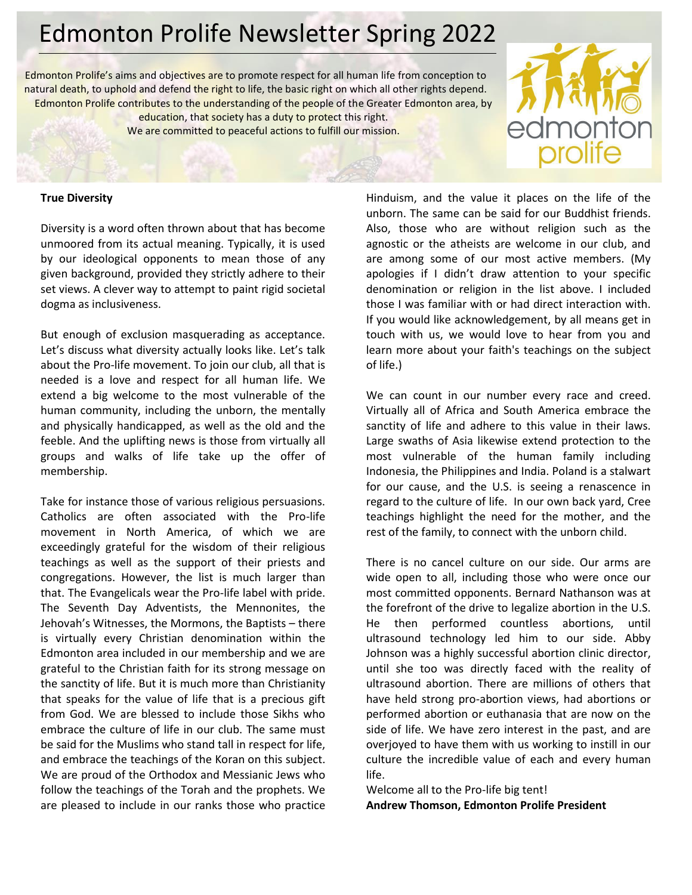# Edmonton Prolife Newsletter Spring 2022

Edmonton Prolife's aims and objectives are to promote respect for all human life from conception to natural death, to uphold and defend the right to life, the basic right on which all other rights depend. Edmonton Prolife contributes to the understanding of the people of the Greater Edmonton area, by education, that society has a duty to protect this right.
We are committed to peaceful actions to fulfill our mission.

edmonton prolife

**True Diversity**

Diversity is a word often thrown about that has become unmoored from its actual meaning. Typically, it is used by our ideological opponents to mean those of any given background, provided they strictly adhere to their set views. A clever way to attempt to paint rigid societal dogma as inclusiveness.

But enough of exclusion masquerading as acceptance. Let's discuss what diversity actually looks like. Let's talk about the Pro-life movement. To join our club, all that is needed is a love and respect for all human life. We extend a big welcome to the most vulnerable of the human community, including the unborn, the mentally and physically handicapped, as well as the old and the feeble. And the uplifting news is those from virtually all groups and walks of life take up the offer of membership.

Take for instance those of various religious persuasions. Catholics are often associated with the Pro-life movement in North America, of which we are exceedingly grateful for the wisdom of their religious teachings as well as the support of their priests and congregations. However, the list is much larger than that. The Evangelicals wear the Pro-life label with pride. The Seventh Day Adventists, the Mennonites, the Jehovah's Witnesses, the Mormons, the Baptists – there is virtually every Christian denomination within the Edmonton area included in our membership and we are grateful to the Christian faith for its strong message on the sanctity of life. But it is much more than Christianity that speaks for the value of life that is a precious gift from God. We are blessed to include those Sikhs who embrace the culture of life in our club. The same must be said for the Muslims who stand tall in respect for life, and embrace the teachings of the Koran on this subject. We are proud of the Orthodox and Messianic Jews who follow the teachings of the Torah and the prophets. We are pleased to include in our ranks those who practice Hinduism, and the value it places on the life of the unborn. The same can be said for our Buddhist friends. Also, those who are without religion such as the agnostic or the atheists are welcome in our club, and are among some of our most active members. (My apologies if I didn't draw attention to your specific denomination or religion in the list above. I included those I was familiar with or had direct interaction with. If you would like acknowledgement, by all means get in touch with us, we would love to hear from you and learn more about your faith's teachings on the subject of life.)

We can count in our number every race and creed. Virtually all of Africa and South America embrace the sanctity of life and adhere to this value in their laws. Large swaths of Asia likewise extend protection to the most vulnerable of the human family including Indonesia, the Philippines and India. Poland is a stalwart for our cause, and the U.S. is seeing a renascence in regard to the culture of life. In our own back yard, Cree teachings highlight the need for the mother, and the rest of the family, to connect with the unborn child.

There is no cancel culture on our side. Our arms are wide open to all, including those who were once our most committed opponents. Bernard Nathanson was at the forefront of the drive to legalize abortion in the U.S. He then performed countless abortions, until ultrasound technology led him to our side. Abby Johnson was a highly successful abortion clinic director, until she too was directly faced with the reality of ultrasound abortion. There are millions of others that have held strong pro-abortion views, had abortions or performed abortion or euthanasia that are now on the side of life. We have zero interest in the past, and are overjoyed to have them with us working to instill in our culture the incredible value of each and every human life.

Welcome all to the Pro-life big tent!

**Andrew Thomson, Edmonton Prolife President**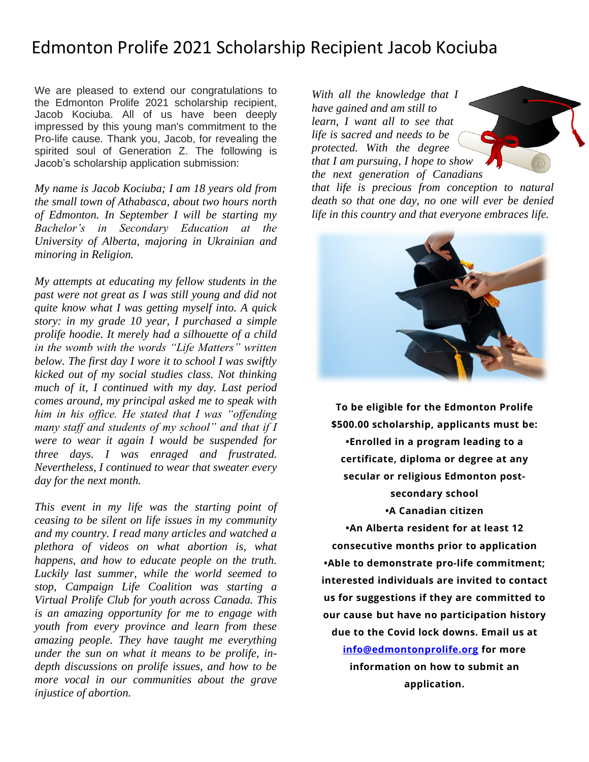# Edmonton Prolife 2021 Scholarship Recipient Jacob Kociuba

We are pleased to extend our congratulations to the Edmonton Prolife 2021 scholarship recipient, Jacob Kociuba. All of us have been deeply impressed by this young man's commitment to the Pro-life cause. Thank you, Jacob, for revealing the spirited soul of Generation Z. The following is Jacob's scholarship application submission:

*My name is Jacob Kociuba; I am 18 years old from the small town of Athabasca, about two hours north of Edmonton. In September I will be starting my Bachelor's in Secondary Education at the University of Alberta, majoring in Ukrainian and minoring in Religion.*

*My attempts at educating my fellow students in the past were not great as I was still young and did not quite know what I was getting myself into. A quick story: in my grade 10 year, I purchased a simple prolife hoodie. It merely had a silhouette of a child in the womb with the words "Life Matters" written below. The first day I wore it to school I was swiftly kicked out of my social studies class. Not thinking much of it, I continued with my day. Last period comes around, my principal asked me to speak with him in his office. He stated that I was "offending many staff and students of my school" and that if I were to wear it again I would be suspended for three days. I was enraged and frustrated. Nevertheless, I continued to wear that sweater every day for the next month.*

*This event in my life was the starting point of ceasing to be silent on life issues in my community and my country. I read many articles and watched a plethora of videos on what abortion is, what happens, and how to educate people on the truth. Luckily last summer, while the world seemed to stop, Campaign Life Coalition was starting a Virtual Prolife Club for youth across Canada. This is an amazing opportunity for me to engage with youth from every province and learn from these amazing people. They have taught me everything under the sun on what it means to be prolife, in-depth discussions on prolife issues, and how to be more vocal in our communities about the grave injustice of abortion.*

*With all the knowledge that I have gained and am still to learn, I want all to see that life is sacred and needs to be protected. With the degree that I am pursuing, I hope to show the next generation of Canadians that life is precious from conception to natural death so that one day, no one will ever be denied life in this country and that everyone embraces life.*

**To be eligible for the Edmonton Prolife $500.00 scholarship, applicants must be:**

**•Enrolled in a program leading to a certificate, diploma or degree at any secular or religious Edmonton post-secondary school**

**•A Canadian citizen**

**•An Alberta resident for at least 12 consecutive months prior to application**

**•Able to demonstrate pro-life commitment; interested individuals are invited to contact us for suggestions if they are committed to our cause but have no participation history due to the Covid lock downs. Email us at [info@edmontonprolife.org](mailto:info@edmontonprolife.org) for more information on how to submit an application.**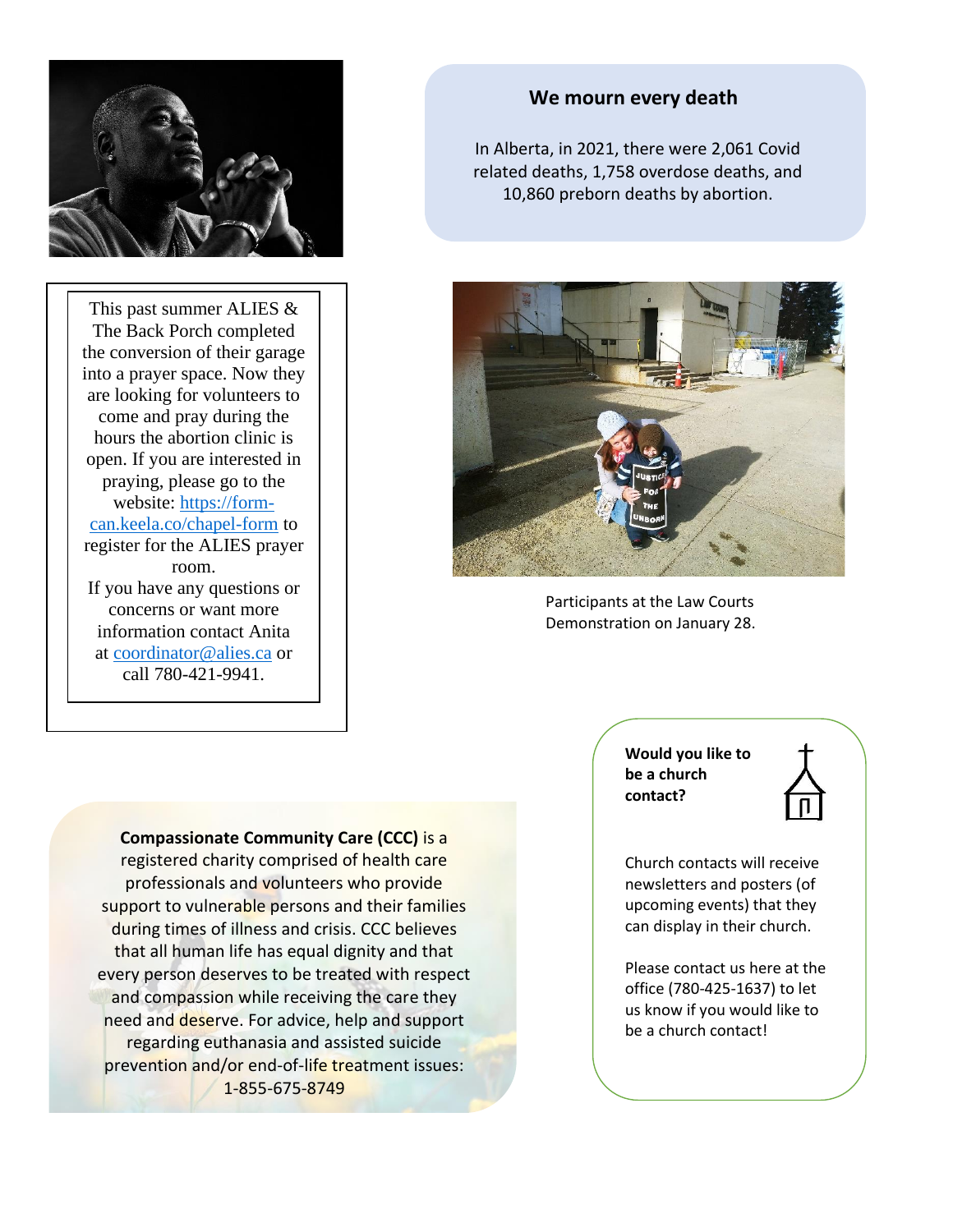## We mourn every death

In Alberta, in 2021, there were 2,061 Covid related deaths, 1,758 overdose deaths, and 10,860 preborn deaths by abortion.

This past summer ALIES & The Back Porch completed the conversion of their garage into a prayer space. Now they are looking for volunteers to come and pray during the hours the abortion clinic is open. If you are interested in praying, please go to the website: [https://form-can.keela.co/chapel-form](https://form-can.keela.co/chapel-form) to register for the ALIES prayer room.

If you have any questions or concerns or want more information contact Anita at [coordinator@alies.ca](mailto:coordinator@alies.ca) or call 780-421-9941.

Participants at the Law Courts Demonstration on January 28.

**Would you like to be a church contact?**

Church contacts will receive newsletters and posters (of upcoming events) that they can display in their church.

Please contact us here at the office (780-425-1637) to let us know if you would like to be a church contact!

**Compassionate Community Care (CCC)** is a registered charity comprised of health care professionals and volunteers who provide support to vulnerable persons and their families during times of illness and crisis. CCC believes that all human life has equal dignity and that every person deserves to be treated with respect and compassion while receiving the care they need and deserve. For advice, help and support regarding euthanasia and assisted suicide prevention and/or end-of-life treatment issues: 1-855-675-8749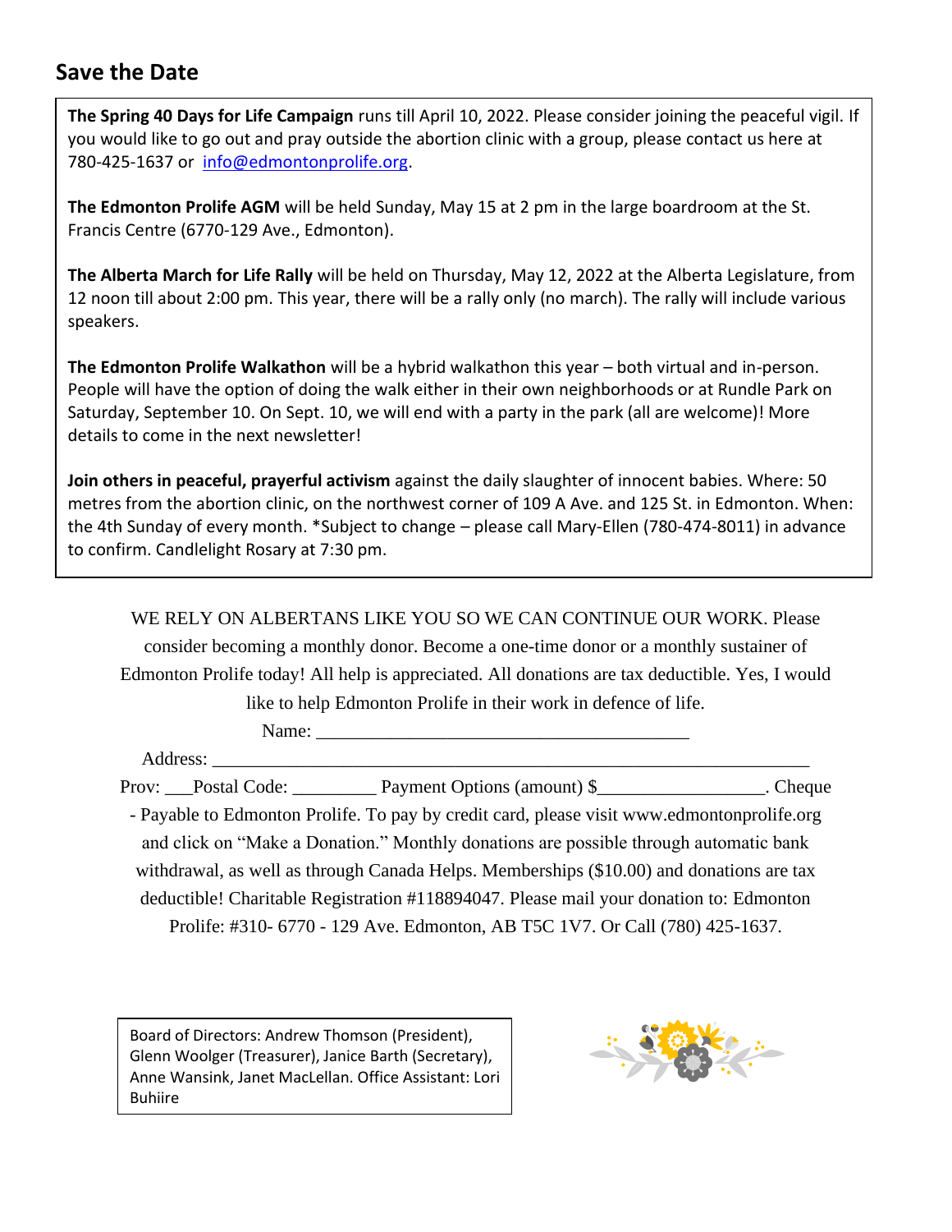## Save the Date

**The Spring 40 Days for Life Campaign** runs till April 10, 2022. Please consider joining the peaceful vigil. If you would like to go out and pray outside the abortion clinic with a group, please contact us here at 780-425-1637 or info@edmontonprolife.org.

**The Edmonton Prolife AGM** will be held Sunday, May 15 at 2 pm in the large boardroom at the St. Francis Centre (6770-129 Ave., Edmonton).

**The Alberta March for Life Rally** will be held on Thursday, May 12, 2022 at the Alberta Legislature, from 12 noon till about 2:00 pm. This year, there will be a rally only (no march). The rally will include various speakers.

**The Edmonton Prolife Walkathon** will be a hybrid walkathon this year – both virtual and in-person. People will have the option of doing the walk either in their own neighborhoods or at Rundle Park on Saturday, September 10. On Sept. 10, we will end with a party in the park (all are welcome)! More details to come in the next newsletter!

**Join others in peaceful, prayerful activism** against the daily slaughter of innocent babies. Where: 50 metres from the abortion clinic, on the northwest corner of 109 A Ave. and 125 St. in Edmonton. When: the 4th Sunday of every month. *Subject to change – please call Mary-Ellen (780-474-8011) in advance to confirm. Candlelight Rosary at 7:30 pm.

WE RELY ON ALBERTANS LIKE YOU SO WE CAN CONTINUE OUR WORK. Please consider becoming a monthly donor. Become a one-time donor or a monthly sustainer of Edmonton Prolife today! All help is appreciated. All donations are tax deductible. Yes, I would like to help Edmonton Prolife in their work in defence of life.

Name: ________________________________________

Address: ________________________________________________________________

Prov: ___Postal Code: _________ Payment Options (amount) $_________________. Cheque - Payable to Edmonton Prolife. To pay by credit card, please visit www.edmontonprolife.org and click on "Make a Donation." Monthly donations are possible through automatic bank withdrawal, as well as through Canada Helps. Memberships ($10.00) and donations are tax deductible! Charitable Registration #118894047. Please mail your donation to: Edmonton Prolife: #310- 6770 - 129 Ave. Edmonton, AB T5C 1V7. Or Call (780) 425-1637.

Board of Directors: Andrew Thomson (President), Glenn Woolger (Treasurer), Janice Barth (Secretary), Anne Wansink, Janet MacLellan. Office Assistant: Lori Buhiire